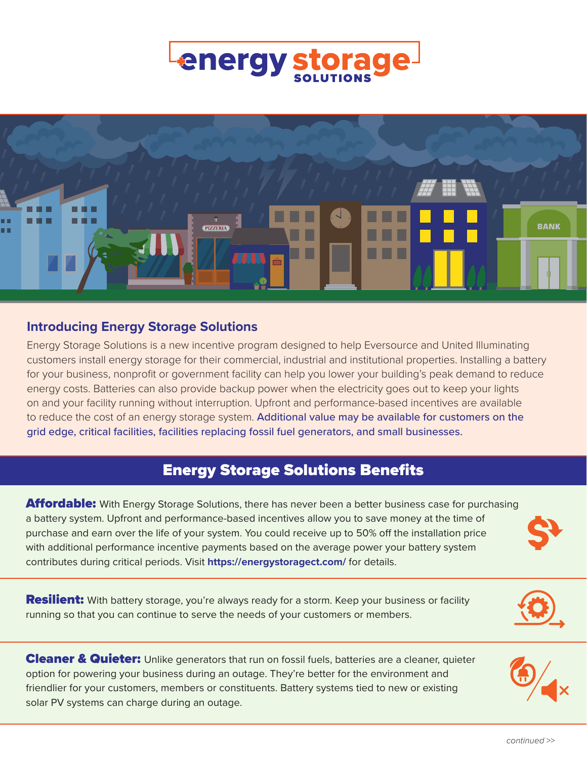# energy storage SOLUTIONS

## Introducing Energy Storage Solutions

Energy Storage Solutions is a new incentive program designed to help Eversource and United Illuminating customers install energy storage for their commercial, industrial and institutional properties. Installing a battery for your business, nonprofit or government facility can help you lower your building's peak demand to reduce energy costs. Batteries can also provide backup power when the electricity goes out to keep your lights on and your facility running without interruption. Upfront and performance-based incentives are available to reduce the cost of an energy storage system. Additional value may be available for customers on the grid edge, critical facilities, facilities replacing fossil fuel generators, and small businesses.

## Energy Storage Solutions Benefits

**Affordable:** With Energy Storage Solutions, there has never been a better business case for purchasing a battery system. Upfront and performance-based incentives allow you to save money at the time of purchase and earn over the life of your system. You could receive up to 50% off the installation price with additional performance incentive payments based on the average power your battery system contributes during critical periods. Visit **https://energystoragect.com/** for details.

**Resilient:** With battery storage, you're always ready for a storm. Keep your business or facility running so that you can continue to serve the needs of your customers or members.

**Cleaner & Quieter:** Unlike generators that run on fossil fuels, batteries are a cleaner, quieter option for powering your business during an outage. They're better for the environment and friendlier for your customers, members or constituents. Battery systems tied to new or existing solar PV systems can charge during an outage.

*continued >>*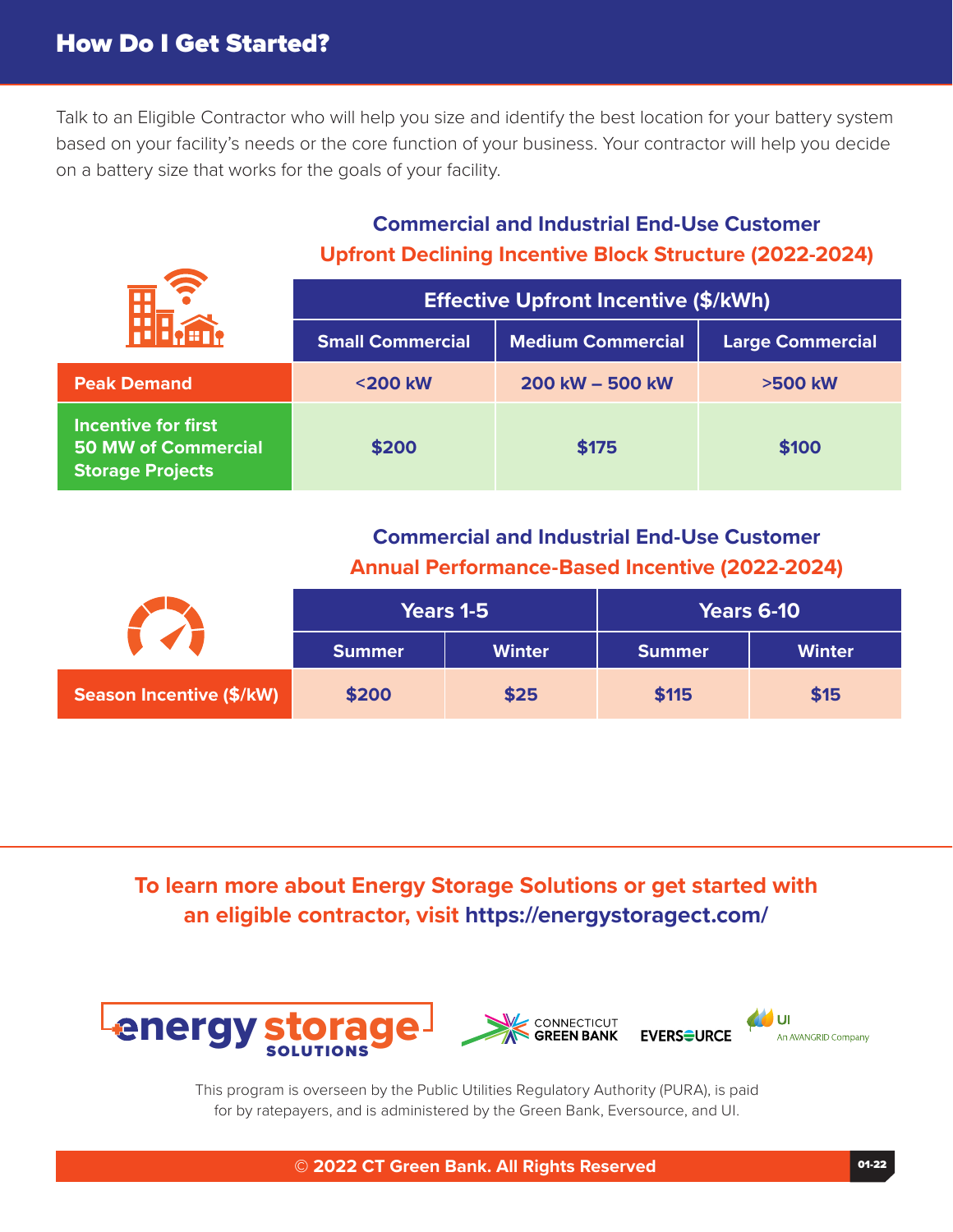## How Do I Get Started?

Talk to an Eligible Contractor who will help you size and identify the best location for your battery system based on your facility's needs or the core function of your business. Your contractor will help you decide on a battery size that works for the goals of your facility.

### Commercial and Industrial End-Use Customer
### Upfront Declining Incentive Block Structure (2022-2024)

| | Effective Upfront Incentive ($/kWh) | | |
|---|---|---|---|
| | Small Commercial | Medium Commercial | Large Commercial |
| Peak Demand | <200 kW | 200 kW – 500 kW | >500 kW |
| Incentive for first 50 MW of Commercial Storage Projects | $200 | $175 | $100 |

### Commercial and Industrial End-Use Customer
### Annual Performance-Based Incentive (2022-2024)

| | Years 1-5 | | Years 6-10 | |
|---|---|---|---|---|
| | Summer | Winter | Summer | Winter |
| Season Incentive ($/kW) | $200 | $25 | $115 | $15 |

**To learn more about Energy Storage Solutions or get started with an eligible contractor, visit https://energystoragect.com/**

energy storage SOLUTIONS | CONNECTICUT GREEN BANK | EVERSOURCE | UI An AVANGRID Company

This program is overseen by the Public Utilities Regulatory Authority (PURA), is paid for by ratepayers, and is administered by the Green Bank, Eversource, and UI.

© 2022 CT Green Bank. All Rights Reserved

01-22